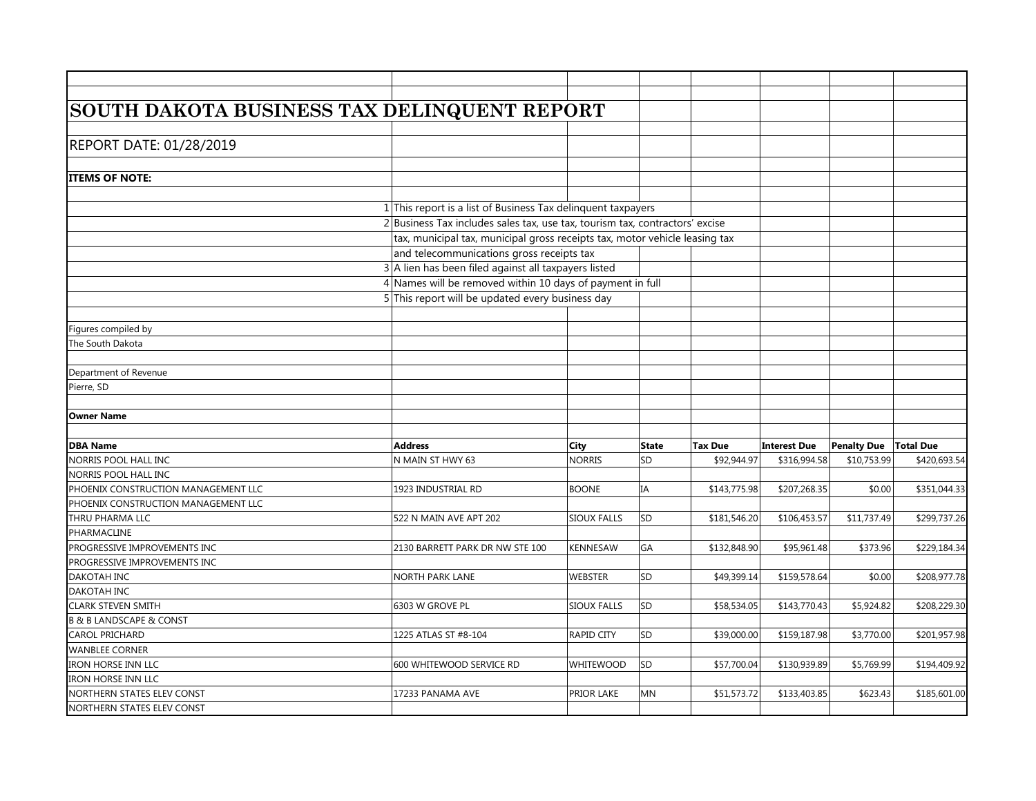# SOUTH DAKOTA BUSINESS TAX DELINQUENT REPORT

REPORT DATE: 01/28/2019

**ITEMS OF NOTE:**

1. This report is a list of Business Tax delinquent taxpayers
2. Business Tax includes sales tax, use tax, tourism tax, contractors' excise tax, municipal tax, municipal gross receipts tax, motor vehicle leasing tax and telecommunications gross receipts tax
3. A lien has been filed against all taxpayers listed
4. Names will be removed within 10 days of payment in full
5. This report will be updated every business day

Figures compiled by
The South Dakota

Department of Revenue
Pierre, SD

| **Owner Name** | | | | | | | |
|---|---|---|---|---|---|---|---|
| **DBA Name** | **Address** | **City** | **State** | **Tax Due** | **Interest Due** | **Penalty Due** | **Total Due** |
| NORRIS POOL HALL INC | N MAIN ST HWY 63 | NORRIS | SD | $92,944.97 | $316,994.58 | $10,753.99 | $420,693.54 |
| NORRIS POOL HALL INC | | | | | | | |
| PHOENIX CONSTRUCTION MANAGEMENT LLC | 1923 INDUSTRIAL RD | BOONE | IA | $143,775.98 | $207,268.35 | $0.00 | $351,044.33 |
| PHOENIX CONSTRUCTION MANAGEMENT LLC | | | | | | | |
| THRU PHARMA LLC | 522 N MAIN AVE APT 202 | SIOUX FALLS | SD | $181,546.20 | $106,453.57 | $11,737.49 | $299,737.26 |
| PHARMACLINE | | | | | | | |
| PROGRESSIVE IMPROVEMENTS INC | 2130 BARRETT PARK DR NW STE 100 | KENNESAW | GA | $132,848.90 | $95,961.48 | $373.96 | $229,184.34 |
| PROGRESSIVE IMPROVEMENTS INC | | | | | | | |
| DAKOTAH INC | NORTH PARK LANE | WEBSTER | SD | $49,399.14 | $159,578.64 | $0.00 | $208,977.78 |
| DAKOTAH INC | | | | | | | |
| CLARK STEVEN SMITH | 6303 W GROVE PL | SIOUX FALLS | SD | $58,534.05 | $143,770.43 | $5,924.82 | $208,229.30 |
| B & B LANDSCAPE & CONST | | | | | | | |
| CAROL PRICHARD | 1225 ATLAS ST #8-104 | RAPID CITY | SD | $39,000.00 | $159,187.98 | $3,770.00 | $201,957.98 |
| WANBLEE CORNER | | | | | | | |
| IRON HORSE INN LLC | 600 WHITEWOOD SERVICE RD | WHITEWOOD | SD | $57,700.04 | $130,939.89 | $5,769.99 | $194,409.92 |
| IRON HORSE INN LLC | | | | | | | |
| NORTHERN STATES ELEV CONST | 17233 PANAMA AVE | PRIOR LAKE | MN | $51,573.72 | $133,403.85 | $623.43 | $185,601.00 |
| NORTHERN STATES ELEV CONST | | | | | | | |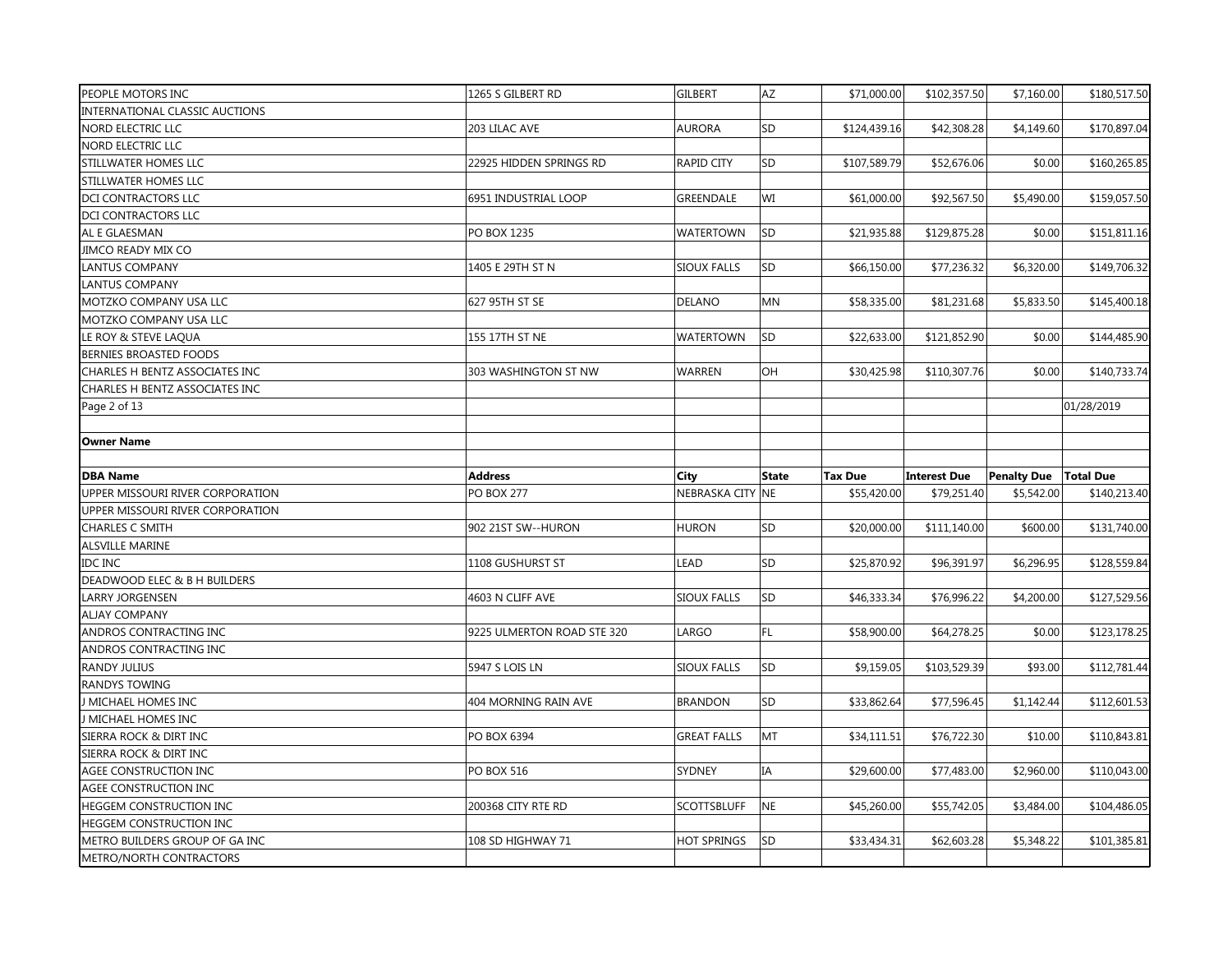| | | | | | | | |
|---|---|---|---|---|---|---|---|
| PEOPLE MOTORS INC | 1265 S GILBERT RD | GILBERT | AZ | $71,000.00 | $102,357.50 | $7,160.00 | $180,517.50 |
| INTERNATIONAL CLASSIC AUCTIONS | | | | | | | |
| NORD ELECTRIC LLC | 203 LILAC AVE | AURORA | SD | $124,439.16 | $42,308.28 | $4,149.60 | $170,897.04 |
| NORD ELECTRIC LLC | | | | | | | |
| STILLWATER HOMES LLC | 22925 HIDDEN SPRINGS RD | RAPID CITY | SD | $107,589.79 | $52,676.06 | $0.00 | $160,265.85 |
| STILLWATER HOMES LLC | | | | | | | |
| DCI CONTRACTORS LLC | 6951 INDUSTRIAL LOOP | GREENDALE | WI | $61,000.00 | $92,567.50 | $5,490.00 | $159,057.50 |
| DCI CONTRACTORS LLC | | | | | | | |
| AL E GLAESMAN | PO BOX 1235 | WATERTOWN | SD | $21,935.88 | $129,875.28 | $0.00 | $151,811.16 |
| JIMCO READY MIX CO | | | | | | | |
| LANTUS COMPANY | 1405 E 29TH ST N | SIOUX FALLS | SD | $66,150.00 | $77,236.32 | $6,320.00 | $149,706.32 |
| LANTUS COMPANY | | | | | | | |
| MOTZKO COMPANY USA LLC | 627 95TH ST SE | DELANO | MN | $58,335.00 | $81,231.68 | $5,833.50 | $145,400.18 |
| MOTZKO COMPANY USA LLC | | | | | | | |
| LE ROY & STEVE LAQUA | 155 17TH ST NE | WATERTOWN | SD | $22,633.00 | $121,852.90 | $0.00 | $144,485.90 |
| BERNIES BROASTED FOODS | | | | | | | |
| CHARLES H BENTZ ASSOCIATES INC | 303 WASHINGTON ST NW | WARREN | OH | $30,425.98 | $110,307.76 | $0.00 | $140,733.74 |
| CHARLES H BENTZ ASSOCIATES INC | | | | | | | |

| **Owner Name** | | | | | | | |
|---|---|---|---|---|---|---|---|
| **DBA Name** | **Address** | **City** | **State** | **Tax Due** | **Interest Due** | **Penalty Due** | **Total Due** |
| UPPER MISSOURI RIVER CORPORATION | PO BOX 277 | NEBRASKA CITY | NE | $55,420.00 | $79,251.40 | $5,542.00 | $140,213.40 |
| UPPER MISSOURI RIVER CORPORATION | | | | | | | |
| CHARLES C SMITH | 902 21ST SW--HURON | HURON | SD | $20,000.00 | $111,140.00 | $600.00 | $131,740.00 |
| ALSVILLE MARINE | | | | | | | |
| IDC INC | 1108 GUSHURST ST | LEAD | SD | $25,870.92 | $96,391.97 | $6,296.95 | $128,559.84 |
| DEADWOOD ELEC & B H BUILDERS | | | | | | | |
| LARRY JORGENSEN | 4603 N CLIFF AVE | SIOUX FALLS | SD | $46,333.34 | $76,996.22 | $4,200.00 | $127,529.56 |
| ALJAY COMPANY | | | | | | | |
| ANDROS CONTRACTING INC | 9225 ULMERTON ROAD STE 320 | LARGO | FL | $58,900.00 | $64,278.25 | $0.00 | $123,178.25 |
| ANDROS CONTRACTING INC | | | | | | | |
| RANDY JULIUS | 5947 S LOIS LN | SIOUX FALLS | SD | $9,159.05 | $103,529.39 | $93.00 | $112,781.44 |
| RANDYS TOWING | | | | | | | |
| J MICHAEL HOMES INC | 404 MORNING RAIN AVE | BRANDON | SD | $33,862.64 | $77,596.45 | $1,142.44 | $112,601.53 |
| J MICHAEL HOMES INC | | | | | | | |
| SIERRA ROCK & DIRT INC | PO BOX 6394 | GREAT FALLS | MT | $34,111.51 | $76,722.30 | $10.00 | $110,843.81 |
| SIERRA ROCK & DIRT INC | | | | | | | |
| AGEE CONSTRUCTION INC | PO BOX 516 | SYDNEY | IA | $29,600.00 | $77,483.00 | $2,960.00 | $110,043.00 |
| AGEE CONSTRUCTION INC | | | | | | | |
| HEGGEM CONSTRUCTION INC | 200368 CITY RTE RD | SCOTTSBLUFF | NE | $45,260.00 | $55,742.05 | $3,484.00 | $104,486.05 |
| HEGGEM CONSTRUCTION INC | | | | | | | |
| METRO BUILDERS GROUP OF GA INC | 108 SD HIGHWAY 71 | HOT SPRINGS | SD | $33,434.31 | $62,603.28 | $5,348.22 | $101,385.81 |
| METRO/NORTH CONTRACTORS | | | | | | | |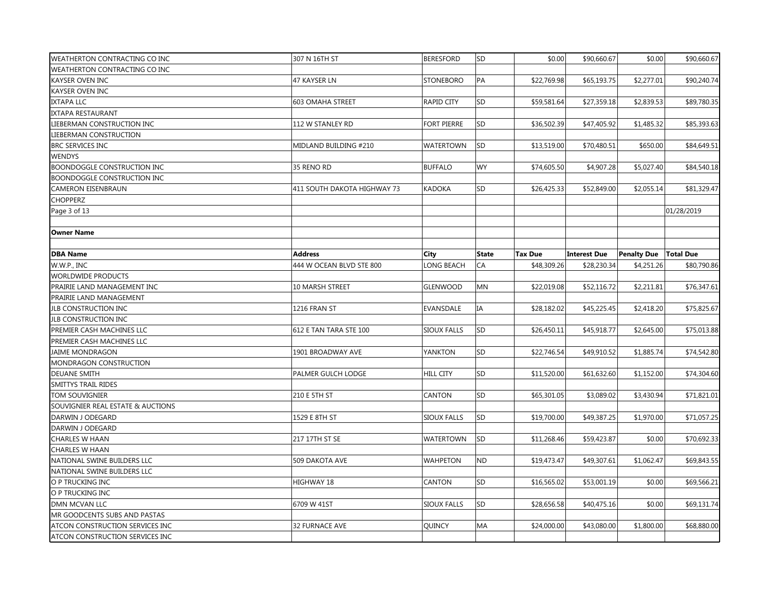| | | | | | | | |
|---|---|---|---|---|---|---|---|
| WEATHERTON CONTRACTING CO INC | 307 N 16TH ST | BERESFORD | SD | $0.00 | $90,660.67 | $0.00 | $90,660.67 |
| WEATHERTON CONTRACTING CO INC | | | | | | | |
| KAYSER OVEN INC | 47 KAYSER LN | STONEBORO | PA | $22,769.98 | $65,193.75 | $2,277.01 | $90,240.74 |
| KAYSER OVEN INC | | | | | | | |
| IXTAPA LLC | 603 OMAHA STREET | RAPID CITY | SD | $59,581.64 | $27,359.18 | $2,839.53 | $89,780.35 |
| IXTAPA RESTAURANT | | | | | | | |
| LIEBERMAN CONSTRUCTION INC | 112 W STANLEY RD | FORT PIERRE | SD | $36,502.39 | $47,405.92 | $1,485.32 | $85,393.63 |
| LIEBERMAN CONSTRUCTION | | | | | | | |
| BRC SERVICES INC | MIDLAND BUILDING #210 | WATERTOWN | SD | $13,519.00 | $70,480.51 | $650.00 | $84,649.51 |
| WENDYS | | | | | | | |
| BOONDOGGLE CONSTRUCTION INC | 35 RENO RD | BUFFALO | WY | $74,605.50 | $4,907.28 | $5,027.40 | $84,540.18 |
| BOONDOGGLE CONSTRUCTION INC | | | | | | | |
| CAMERON EISENBRAUN | 411 SOUTH DAKOTA HIGHWAY 73 | KADOKA | SD | $26,425.33 | $52,849.00 | $2,055.14 | $81,329.47 |
| CHOPPERZ | | | | | | | |

| **Owner Name** | | | | | | | |
|---|---|---|---|---|---|---|---|
| **DBA Name** | **Address** | **City** | **State** | **Tax Due** | **Interest Due** | **Penalty Due** | **Total Due** |
| W.W.P., INC | 444 W OCEAN BLVD STE 800 | LONG BEACH | CA | $48,309.26 | $28,230.34 | $4,251.26 | $80,790.86 |
| WORLDWIDE PRODUCTS | | | | | | | |
| PRAIRIE LAND MANAGEMENT INC | 10 MARSH STREET | GLENWOOD | MN | $22,019.08 | $52,116.72 | $2,211.81 | $76,347.61 |
| PRAIRIE LAND MANAGEMENT | | | | | | | |
| JLB CONSTRUCTION INC | 1216 FRAN ST | EVANSDALE | IA | $28,182.02 | $45,225.45 | $2,418.20 | $75,825.67 |
| JLB CONSTRUCTION INC | | | | | | | |
| PREMIER CASH MACHINES LLC | 612 E TAN TARA STE 100 | SIOUX FALLS | SD | $26,450.11 | $45,918.77 | $2,645.00 | $75,013.88 |
| PREMIER CASH MACHINES LLC | | | | | | | |
| JAIME MONDRAGON | 1901 BROADWAY AVE | YANKTON | SD | $22,746.54 | $49,910.52 | $1,885.74 | $74,542.80 |
| MONDRAGON CONSTRUCTION | | | | | | | |
| DEUANE SMITH | PALMER GULCH LODGE | HILL CITY | SD | $11,520.00 | $61,632.60 | $1,152.00 | $74,304.60 |
| SMITTYS TRAIL RIDES | | | | | | | |
| TOM SOUVIGNIER | 210 E 5TH ST | CANTON | SD | $65,301.05 | $3,089.02 | $3,430.94 | $71,821.01 |
| SOUVIGNIER REAL ESTATE & AUCTIONS | | | | | | | |
| DARWIN J ODEGARD | 1529 E 8TH ST | SIOUX FALLS | SD | $19,700.00 | $49,387.25 | $1,970.00 | $71,057.25 |
| DARWIN J ODEGARD | | | | | | | |
| CHARLES W HAAN | 217 17TH ST SE | WATERTOWN | SD | $11,268.46 | $59,423.87 | $0.00 | $70,692.33 |
| CHARLES W HAAN | | | | | | | |
| NATIONAL SWINE BUILDERS LLC | 509 DAKOTA AVE | WAHPETON | ND | $19,473.47 | $49,307.61 | $1,062.47 | $69,843.55 |
| NATIONAL SWINE BUILDERS LLC | | | | | | | |
| O P TRUCKING INC | HIGHWAY 18 | CANTON | SD | $16,565.02 | $53,001.19 | $0.00 | $69,566.21 |
| O P TRUCKING INC | | | | | | | |
| DMN MCVAN LLC | 6709 W 41ST | SIOUX FALLS | SD | $28,656.58 | $40,475.16 | $0.00 | $69,131.74 |
| MR GOODCENTS SUBS AND PASTAS | | | | | | | |
| ATCON CONSTRUCTION SERVICES INC | 32 FURNACE AVE | QUINCY | MA | $24,000.00 | $43,080.00 | $1,800.00 | $68,880.00 |
| ATCON CONSTRUCTION SERVICES INC | | | | | | | |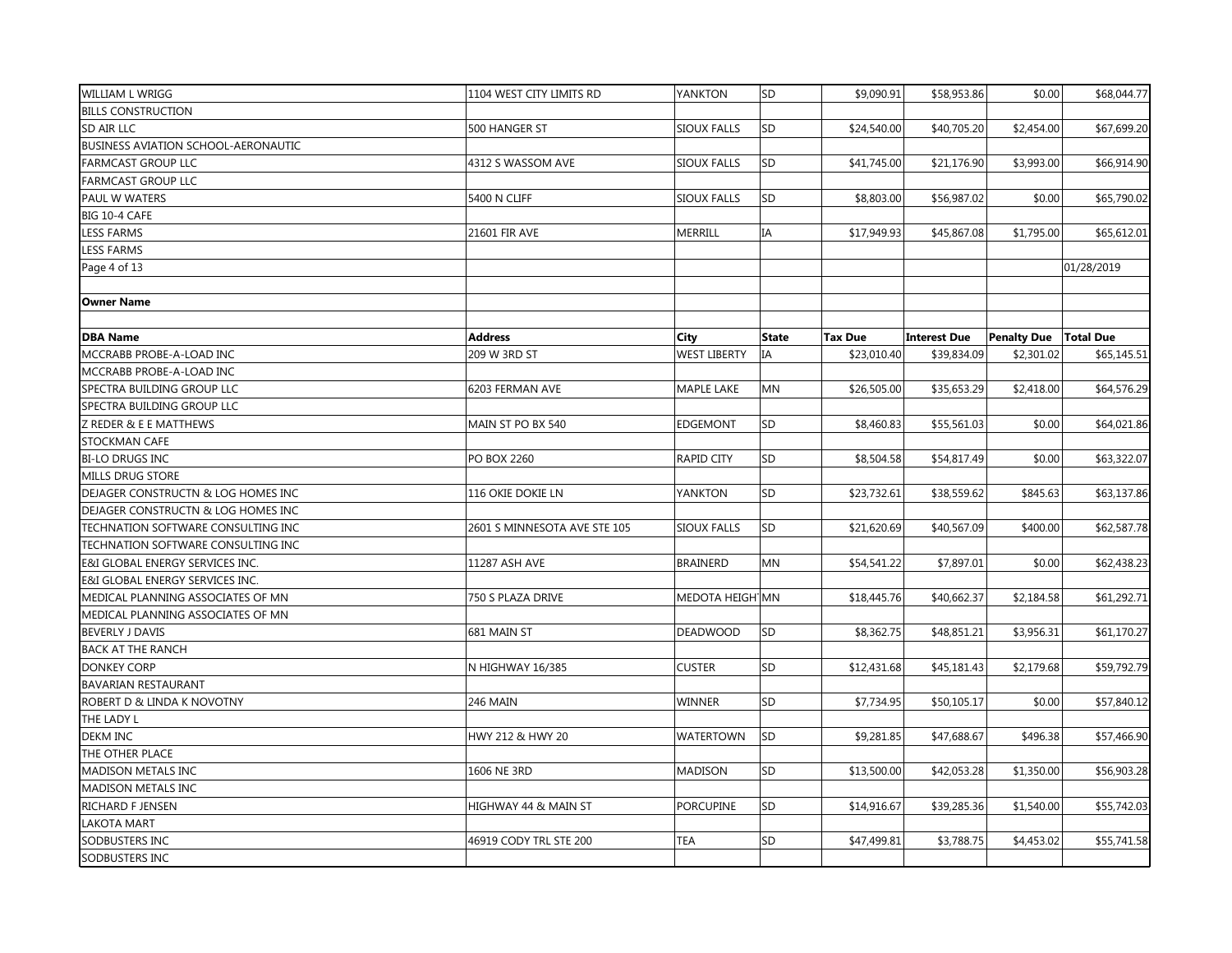| | | | | | | | |
|---|---|---|---|---|---|---|---|
| WILLIAM L WRIGG | 1104 WEST CITY LIMITS RD | YANKTON | SD | $9,090.91 | $58,953.86 | $0.00 | $68,044.77 |
| BILLS CONSTRUCTION | | | | | | | |
| SD AIR LLC | 500 HANGER ST | SIOUX FALLS | SD | $24,540.00 | $40,705.20 | $2,454.00 | $67,699.20 |
| BUSINESS AVIATION SCHOOL-AERONAUTIC | | | | | | | |
| FARMCAST GROUP LLC | 4312 S WASSOM AVE | SIOUX FALLS | SD | $41,745.00 | $21,176.90 | $3,993.00 | $66,914.90 |
| FARMCAST GROUP LLC | | | | | | | |
| PAUL W WATERS | 5400 N CLIFF | SIOUX FALLS | SD | $8,803.00 | $56,987.02 | $0.00 | $65,790.02 |
| BIG 10-4 CAFE | | | | | | | |
| LESS FARMS | 21601 FIR AVE | MERRILL | IA | $17,949.93 | $45,867.08 | $1,795.00 | $65,612.01 |
| LESS FARMS | | | | | | | |

| **Owner Name** | | | | | | | |
|---|---|---|---|---|---|---|---|
| **DBA Name** | **Address** | **City** | **State** | **Tax Due** | **Interest Due** | **Penalty Due** | **Total Due** |
| MCCRABB PROBE-A-LOAD INC | 209 W 3RD ST | WEST LIBERTY | IA | $23,010.40 | $39,834.09 | $2,301.02 | $65,145.51 |
| MCCRABB PROBE-A-LOAD INC | | | | | | | |
| SPECTRA BUILDING GROUP LLC | 6203 FERMAN AVE | MAPLE LAKE | MN | $26,505.00 | $35,653.29 | $2,418.00 | $64,576.29 |
| SPECTRA BUILDING GROUP LLC | | | | | | | |
| Z REDER & E E MATTHEWS | MAIN ST PO BX 540 | EDGEMONT | SD | $8,460.83 | $55,561.03 | $0.00 | $64,021.86 |
| STOCKMAN CAFE | | | | | | | |
| BI-LO DRUGS INC | PO BOX 2260 | RAPID CITY | SD | $8,504.58 | $54,817.49 | $0.00 | $63,322.07 |
| MILLS DRUG STORE | | | | | | | |
| DEJAGER CONSTRUCTN & LOG HOMES INC | 116 OKIE DOKIE LN | YANKTON | SD | $23,732.61 | $38,559.62 | $845.63 | $63,137.86 |
| DEJAGER CONSTRUCTN & LOG HOMES INC | | | | | | | |
| TECHNATION SOFTWARE CONSULTING INC | 2601 S MINNESOTA AVE STE 105 | SIOUX FALLS | SD | $21,620.69 | $40,567.09 | $400.00 | $62,587.78 |
| TECHNATION SOFTWARE CONSULTING INC | | | | | | | |
| E&I GLOBAL ENERGY SERVICES INC. | 11287 ASH AVE | BRAINERD | MN | $54,541.22 | $7,897.01 | $0.00 | $62,438.23 |
| E&I GLOBAL ENERGY SERVICES INC. | | | | | | | |
| MEDICAL PLANNING ASSOCIATES OF MN | 750 S PLAZA DRIVE | MEDOTA HEIGH | MN | $18,445.76 | $40,662.37 | $2,184.58 | $61,292.71 |
| MEDICAL PLANNING ASSOCIATES OF MN | | | | | | | |
| BEVERLY J DAVIS | 681 MAIN ST | DEADWOOD | SD | $8,362.75 | $48,851.21 | $3,956.31 | $61,170.27 |
| BACK AT THE RANCH | | | | | | | |
| DONKEY CORP | N HIGHWAY 16/385 | CUSTER | SD | $12,431.68 | $45,181.43 | $2,179.68 | $59,792.79 |
| BAVARIAN RESTAURANT | | | | | | | |
| ROBERT D & LINDA K NOVOTNY | 246 MAIN | WINNER | SD | $7,734.95 | $50,105.17 | $0.00 | $57,840.12 |
| THE LADY L | | | | | | | |
| DEKM INC | HWY 212 & HWY 20 | WATERTOWN | SD | $9,281.85 | $47,688.67 | $496.38 | $57,466.90 |
| THE OTHER PLACE | | | | | | | |
| MADISON METALS INC | 1606 NE 3RD | MADISON | SD | $13,500.00 | $42,053.28 | $1,350.00 | $56,903.28 |
| MADISON METALS INC | | | | | | | |
| RICHARD F JENSEN | HIGHWAY 44 & MAIN ST | PORCUPINE | SD | $14,916.67 | $39,285.36 | $1,540.00 | $55,742.03 |
| LAKOTA MART | | | | | | | |
| SODBUSTERS INC | 46919 CODY TRL STE 200 | TEA | SD | $47,499.81 | $3,788.75 | $4,453.02 | $55,741.58 |
| SODBUSTERS INC | | | | | | | |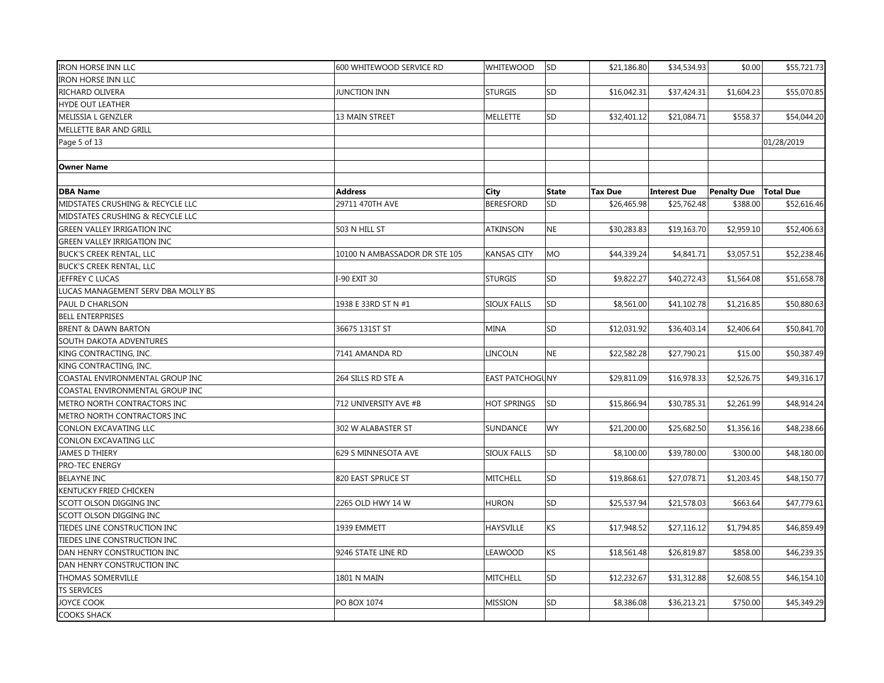| IRON HORSE INN LLC | 600 WHITEWOOD SERVICE RD | WHITEWOOD | SD | $21,186.80 | $34,534.93 | $0.00 | $55,721.73 |
|---|---|---|---|---|---|---|---|
| IRON HORSE INN LLC | | | | | | | |
| RICHARD OLIVERA | JUNCTION INN | STURGIS | SD | $16,042.31 | $37,424.31 | $1,604.23 | $55,070.85 |
| HYDE OUT LEATHER | | | | | | | |
| MELISSIA L GENZLER | 13 MAIN STREET | MELLETTE | SD | $32,401.12 | $21,084.71 | $558.37 | $54,044.20 |
| MELLETTE BAR AND GRILL | | | | | | | |

| **Owner Name** | | | | | | | |
|---|---|---|---|---|---|---|---|
| **DBA Name** | **Address** | **City** | **State** | **Tax Due** | **Interest Due** | **Penalty Due** | **Total Due** |
| MIDSTATES CRUSHING & RECYCLE LLC | 29711 470TH AVE | BERESFORD | SD | $26,465.98 | $25,762.48 | $388.00 | $52,616.46 |
| MIDSTATES CRUSHING & RECYCLE LLC | | | | | | | |
| GREEN VALLEY IRRIGATION INC | 503 N HILL ST | ATKINSON | NE | $30,283.83 | $19,163.70 | $2,959.10 | $52,406.63 |
| GREEN VALLEY IRRIGATION INC | | | | | | | |
| BUCK'S CREEK RENTAL, LLC | 10100 N AMBASSADOR DR STE 105 | KANSAS CITY | MO | $44,339.24 | $4,841.71 | $3,057.51 | $52,238.46 |
| BUCK'S CREEK RENTAL, LLC | | | | | | | |
| JEFFREY C LUCAS | I-90 EXIT 30 | STURGIS | SD | $9,822.27 | $40,272.43 | $1,564.08 | $51,658.78 |
| LUCAS MANAGEMENT SERV DBA MOLLY BS | | | | | | | |
| PAUL D CHARLSON | 1938 E 33RD ST N #1 | SIOUX FALLS | SD | $8,561.00 | $41,102.78 | $1,216.85 | $50,880.63 |
| BELL ENTERPRISES | | | | | | | |
| BRENT & DAWN BARTON | 36675 131ST ST | MINA | SD | $12,031.92 | $36,403.14 | $2,406.64 | $50,841.70 |
| SOUTH DAKOTA ADVENTURES | | | | | | | |
| KING CONTRACTING, INC. | 7141 AMANDA RD | LINCOLN | NE | $22,582.28 | $27,790.21 | $15.00 | $50,387.49 |
| KING CONTRACTING, INC. | | | | | | | |
| COASTAL ENVIRONMENTAL GROUP INC | 264 SILLS RD STE A | EAST PATCHOGUNY | | $29,811.09 | $16,978.33 | $2,526.75 | $49,316.17 |
| COASTAL ENVIRONMENTAL GROUP INC | | | | | | | |
| METRO NORTH CONTRACTORS INC | 712 UNIVERSITY AVE #B | HOT SPRINGS | SD | $15,866.94 | $30,785.31 | $2,261.99 | $48,914.24 |
| METRO NORTH CONTRACTORS INC | | | | | | | |
| CONLON EXCAVATING LLC | 302 W ALABASTER ST | SUNDANCE | WY | $21,200.00 | $25,682.50 | $1,356.16 | $48,238.66 |
| CONLON EXCAVATING LLC | | | | | | | |
| JAMES D THIERY | 629 S MINNESOTA AVE | SIOUX FALLS | SD | $8,100.00 | $39,780.00 | $300.00 | $48,180.00 |
| PRO-TEC ENERGY | | | | | | | |
| BELAYNE INC | 820 EAST SPRUCE ST | MITCHELL | SD | $19,868.61 | $27,078.71 | $1,203.45 | $48,150.77 |
| KENTUCKY FRIED CHICKEN | | | | | | | |
| SCOTT OLSON DIGGING INC | 2265 OLD HWY 14 W | HURON | SD | $25,537.94 | $21,578.03 | $663.64 | $47,779.61 |
| SCOTT OLSON DIGGING INC | | | | | | | |
| TIEDES LINE CONSTRUCTION INC | 1939 EMMETT | HAYSVILLE | KS | $17,948.52 | $27,116.12 | $1,794.85 | $46,859.49 |
| TIEDES LINE CONSTRUCTION INC | | | | | | | |
| DAN HENRY CONSTRUCTION INC | 9246 STATE LINE RD | LEAWOOD | KS | $18,561.48 | $26,819.87 | $858.00 | $46,239.35 |
| DAN HENRY CONSTRUCTION INC | | | | | | | |
| THOMAS SOMERVILLE | 1801 N MAIN | MITCHELL | SD | $12,232.67 | $31,312.88 | $2,608.55 | $46,154.10 |
| TS SERVICES | | | | | | | |
| JOYCE COOK | PO BOX 1074 | MISSION | SD | $8,386.08 | $36,213.21 | $750.00 | $45,349.29 |
| COOKS SHACK | | | | | | | |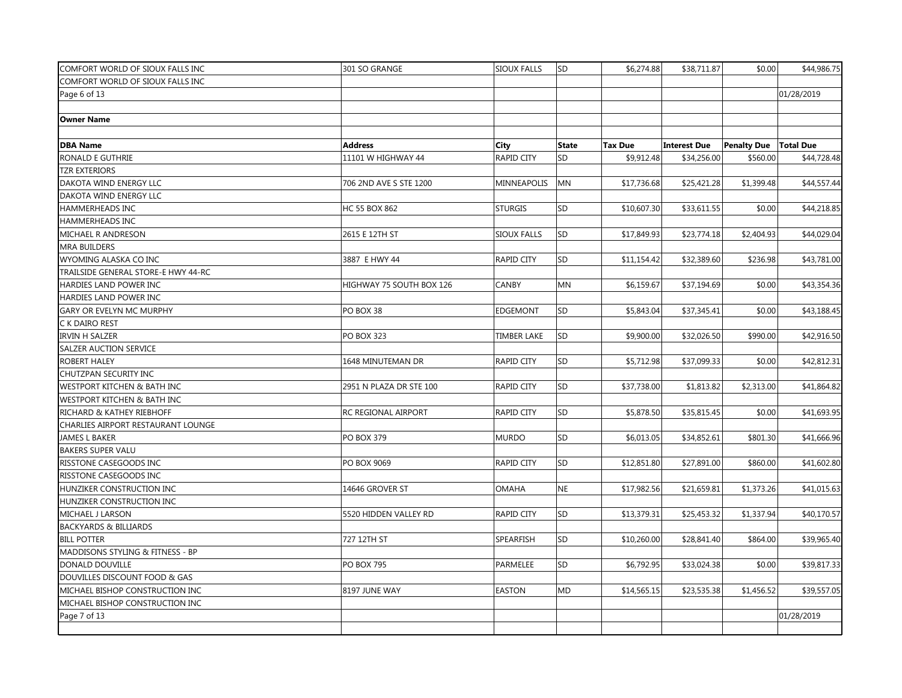| COMFORT WORLD OF SIOUX FALLS INC | 301 SO GRANGE | SIOUX FALLS | SD | $6,274.88 | $38,711.87 | $0.00 | $44,986.75 |
|---|---|---|---|---|---|---|---|
| COMFORT WORLD OF SIOUX FALLS INC | | | | | | | |
| **Owner Name** | | | | | | | |
| **DBA Name** | **Address** | **City** | **State** | **Tax Due** | **Interest Due** | **Penalty Due** | **Total Due** |
| RONALD E GUTHRIE | 11101 W HIGHWAY 44 | RAPID CITY | SD | $9,912.48 | $34,256.00 | $560.00 | $44,728.48 |
| TZR EXTERIORS | | | | | | | |
| DAKOTA WIND ENERGY LLC | 706 2ND AVE S STE 1200 | MINNEAPOLIS | MN | $17,736.68 | $25,421.28 | $1,399.48 | $44,557.44 |
| DAKOTA WIND ENERGY LLC | | | | | | | |
| HAMMERHEADS INC | HC 55 BOX 862 | STURGIS | SD | $10,607.30 | $33,611.55 | $0.00 | $44,218.85 |
| HAMMERHEADS INC | | | | | | | |
| MICHAEL R ANDRESON | 2615 E 12TH ST | SIOUX FALLS | SD | $17,849.93 | $23,774.18 | $2,404.93 | $44,029.04 |
| MRA BUILDERS | | | | | | | |
| WYOMING ALASKA CO INC | 3887 E HWY 44 | RAPID CITY | SD | $11,154.42 | $32,389.60 | $236.98 | $43,781.00 |
| TRAILSIDE GENERAL STORE-E HWY 44-RC | | | | | | | |
| HARDIES LAND POWER INC | HIGHWAY 75 SOUTH BOX 126 | CANBY | MN | $6,159.67 | $37,194.69 | $0.00 | $43,354.36 |
| HARDIES LAND POWER INC | | | | | | | |
| GARY OR EVELYN MC MURPHY | PO BOX 38 | EDGEMONT | SD | $5,843.04 | $37,345.41 | $0.00 | $43,188.45 |
| C K DAIRO REST | | | | | | | |
| IRVIN H SALZER | PO BOX 323 | TIMBER LAKE | SD | $9,900.00 | $32,026.50 | $990.00 | $42,916.50 |
| SALZER AUCTION SERVICE | | | | | | | |
| ROBERT HALEY | 1648 MINUTEMAN DR | RAPID CITY | SD | $5,712.98 | $37,099.33 | $0.00 | $42,812.31 |
| CHUTZPAN SECURITY INC | | | | | | | |
| WESTPORT KITCHEN & BATH INC | 2951 N PLAZA DR STE 100 | RAPID CITY | SD | $37,738.00 | $1,813.82 | $2,313.00 | $41,864.82 |
| WESTPORT KITCHEN & BATH INC | | | | | | | |
| RICHARD & KATHEY RIEBHOFF | RC REGIONAL AIRPORT | RAPID CITY | SD | $5,878.50 | $35,815.45 | $0.00 | $41,693.95 |
| CHARLIES AIRPORT RESTAURANT LOUNGE | | | | | | | |
| JAMES L BAKER | PO BOX 379 | MURDO | SD | $6,013.05 | $34,852.61 | $801.30 | $41,666.96 |
| BAKERS SUPER VALU | | | | | | | |
| RISSTONE CASEGOODS INC | PO BOX 9069 | RAPID CITY | SD | $12,851.80 | $27,891.00 | $860.00 | $41,602.80 |
| RISSTONE CASEGOODS INC | | | | | | | |
| HUNZIKER CONSTRUCTION INC | 14646 GROVER ST | OMAHA | NE | $17,982.56 | $21,659.81 | $1,373.26 | $41,015.63 |
| HUNZIKER CONSTRUCTION INC | | | | | | | |
| MICHAEL J LARSON | 5520 HIDDEN VALLEY RD | RAPID CITY | SD | $13,379.31 | $25,453.32 | $1,337.94 | $40,170.57 |
| BACKYARDS & BILLIARDS | | | | | | | |
| BILL POTTER | 727 12TH ST | SPEARFISH | SD | $10,260.00 | $28,841.40 | $864.00 | $39,965.40 |
| MADDISONS STYLING & FITNESS - BP | | | | | | | |
| DONALD DOUVILLE | PO BOX 795 | PARMELEE | SD | $6,792.95 | $33,024.38 | $0.00 | $39,817.33 |
| DOUVILLES DISCOUNT FOOD & GAS | | | | | | | |
| MICHAEL BISHOP CONSTRUCTION INC | 8197 JUNE WAY | EASTON | MD | $14,565.15 | $23,535.38 | $1,456.52 | $39,557.05 |
| MICHAEL BISHOP CONSTRUCTION INC | | | | | | | |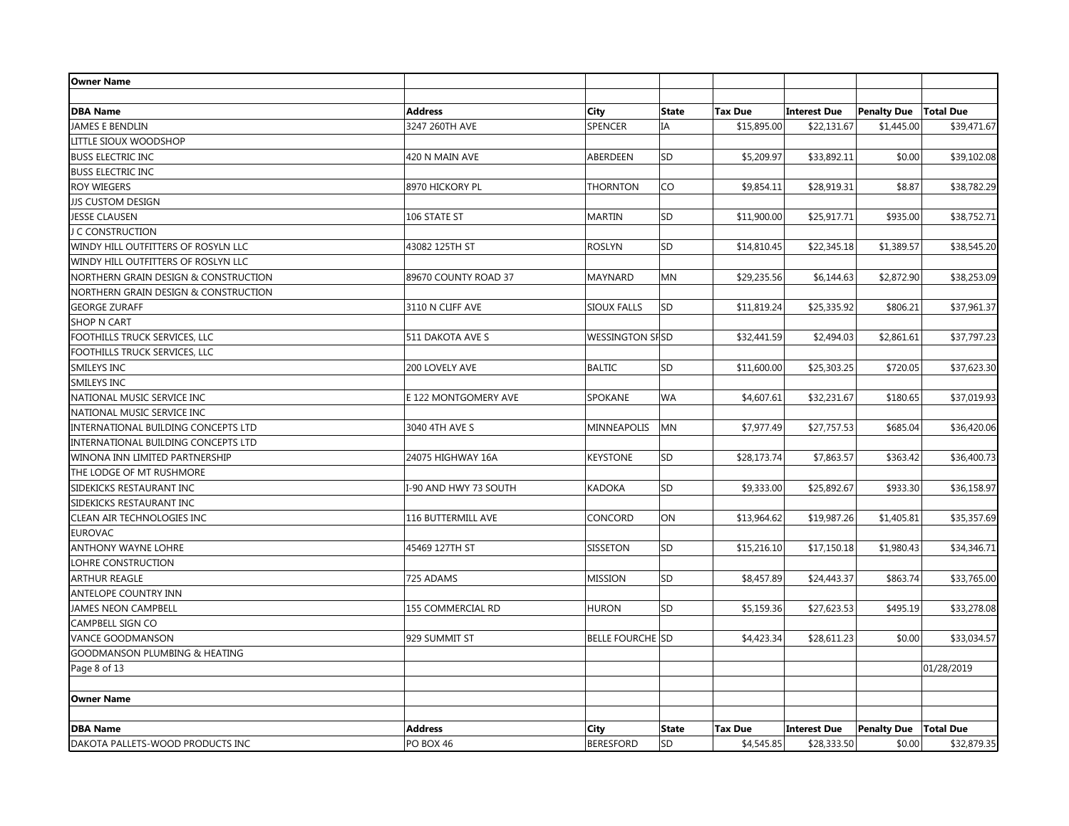| Owner Name | | | | | | | |
|---|---|---|---|---|---|---|---|
| | | | | | | | |
| **DBA Name** | **Address** | **City** | **State** | **Tax Due** | **Interest Due** | **Penalty Due** | **Total Due** |
| JAMES E BENDLIN | 3247 260TH AVE | SPENCER | IA | $15,895.00 | $22,131.67 | $1,445.00 | $39,471.67 |
| LITTLE SIOUX WOODSHOP | | | | | | | |
| BUSS ELECTRIC INC | 420 N MAIN AVE | ABERDEEN | SD | $5,209.97 | $33,892.11 | $0.00 | $39,102.08 |
| BUSS ELECTRIC INC | | | | | | | |
| ROY WIEGERS | 8970 HICKORY PL | THORNTON | CO | $9,854.11 | $28,919.31 | $8.87 | $38,782.29 |
| JJS CUSTOM DESIGN | | | | | | | |
| JESSE CLAUSEN | 106 STATE ST | MARTIN | SD | $11,900.00 | $25,917.71 | $935.00 | $38,752.71 |
| J C CONSTRUCTION | | | | | | | |
| WINDY HILL OUTFITTERS OF ROSYLN LLC | 43082 125TH ST | ROSLYN | SD | $14,810.45 | $22,345.18 | $1,389.57 | $38,545.20 |
| WINDY HILL OUTFITTERS OF ROSYLN LLC | | | | | | | |
| NORTHERN GRAIN DESIGN & CONSTRUCTION | 89670 COUNTY ROAD 37 | MAYNARD | MN | $29,235.56 | $6,144.63 | $2,872.90 | $38,253.09 |
| NORTHERN GRAIN DESIGN & CONSTRUCTION | | | | | | | |
| GEORGE ZURAFF | 3110 N CLIFF AVE | SIOUX FALLS | SD | $11,819.24 | $25,335.92 | $806.21 | $37,961.37 |
| SHOP N CART | | | | | | | |
| FOOTHILLS TRUCK SERVICES, LLC | 511 DAKOTA AVE S | WESSINGTON SP | SD | $32,441.59 | $2,494.03 | $2,861.61 | $37,797.23 |
| FOOTHILLS TRUCK SERVICES, LLC | | | | | | | |
| SMILEYS INC | 200 LOVELY AVE | BALTIC | SD | $11,600.00 | $25,303.25 | $720.05 | $37,623.30 |
| SMILEYS INC | | | | | | | |
| NATIONAL MUSIC SERVICE INC | E 122 MONTGOMERY AVE | SPOKANE | WA | $4,607.61 | $32,231.67 | $180.65 | $37,019.93 |
| NATIONAL MUSIC SERVICE INC | | | | | | | |
| INTERNATIONAL BUILDING CONCEPTS LTD | 3040 4TH AVE S | MINNEAPOLIS | MN | $7,977.49 | $27,757.53 | $685.04 | $36,420.06 |
| INTERNATIONAL BUILDING CONCEPTS LTD | | | | | | | |
| WINONA INN LIMITED PARTNERSHIP | 24075 HIGHWAY 16A | KEYSTONE | SD | $28,173.74 | $7,863.57 | $363.42 | $36,400.73 |
| THE LODGE OF MT RUSHMORE | | | | | | | |
| SIDEKICKS RESTAURANT INC | I-90 AND HWY 73 SOUTH | KADOKA | SD | $9,333.00 | $25,892.67 | $933.30 | $36,158.97 |
| SIDEKICKS RESTAURANT INC | | | | | | | |
| CLEAN AIR TECHNOLOGIES INC | 116 BUTTERMILL AVE | CONCORD | ON | $13,964.62 | $19,987.26 | $1,405.81 | $35,357.69 |
| EUROVAC | | | | | | | |
| ANTHONY WAYNE LOHRE | 45469 127TH ST | SISSETON | SD | $15,216.10 | $17,150.18 | $1,980.43 | $34,346.71 |
| LOHRE CONSTRUCTION | | | | | | | |
| ARTHUR REAGLE | 725 ADAMS | MISSION | SD | $8,457.89 | $24,443.37 | $863.74 | $33,765.00 |
| ANTELOPE COUNTRY INN | | | | | | | |
| JAMES NEON CAMPBELL | 155 COMMERCIAL RD | HURON | SD | $5,159.36 | $27,623.53 | $495.19 | $33,278.08 |
| CAMPBELL SIGN CO | | | | | | | |
| VANCE GOODMANSON | 929 SUMMIT ST | BELLE FOURCHE | SD | $4,423.34 | $28,611.23 | $0.00 | $33,034.57 |
| GOODMANSON PLUMBING & HEATING | | | | | | | |
| DAKOTA PALLETS-WOOD PRODUCTS INC | PO BOX 46 | BERESFORD | SD | $4,545.85 | $28,333.50 | $0.00 | $32,879.35 |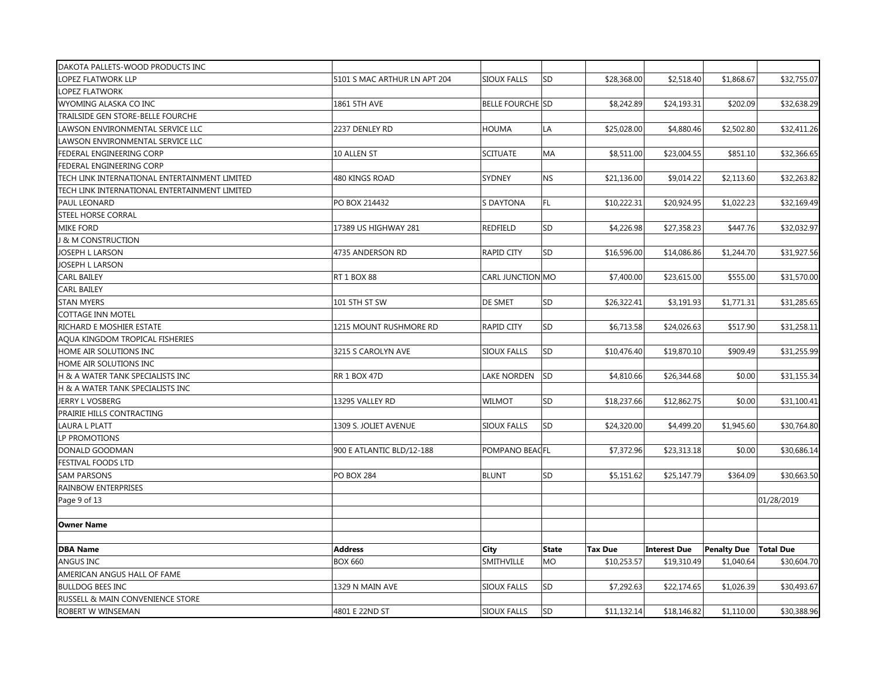| | | | | | | | |
|---|---|---|---|---|---|---|---|
| DAKOTA PALLETS-WOOD PRODUCTS INC | | | | | | | |
| LOPEZ FLATWORK LLP | 5101 S MAC ARTHUR LN APT 204 | SIOUX FALLS | SD | $28,368.00 | $2,518.40 | $1,868.67 | $32,755.07 |
| LOPEZ FLATWORK | | | | | | | |
| WYOMING ALASKA CO INC | 1861 5TH AVE | BELLE FOURCHE | SD | $8,242.89 | $24,193.31 | $202.09 | $32,638.29 |
| TRAILSIDE GEN STORE-BELLE FOURCHE | | | | | | | |
| LAWSON ENVIRONMENTAL SERVICE LLC | 2237 DENLEY RD | HOUMA | LA | $25,028.00 | $4,880.46 | $2,502.80 | $32,411.26 |
| LAWSON ENVIRONMENTAL SERVICE LLC | | | | | | | |
| FEDERAL ENGINEERING CORP | 10 ALLEN ST | SCITUATE | MA | $8,511.00 | $23,004.55 | $851.10 | $32,366.65 |
| FEDERAL ENGINEERING CORP | | | | | | | |
| TECH LINK INTERNATIONAL ENTERTAINMENT LIMITED | 480 KINGS ROAD | SYDNEY | NS | $21,136.00 | $9,014.22 | $2,113.60 | $32,263.82 |
| TECH LINK INTERNATIONAL ENTERTAINMENT LIMITED | | | | | | | |
| PAUL LEONARD | PO BOX 214432 | S DAYTONA | FL | $10,222.31 | $20,924.95 | $1,022.23 | $32,169.49 |
| STEEL HORSE CORRAL | | | | | | | |
| MIKE FORD | 17389 US HIGHWAY 281 | REDFIELD | SD | $4,226.98 | $27,358.23 | $447.76 | $32,032.97 |
| J & M CONSTRUCTION | | | | | | | |
| JOSEPH L LARSON | 4735 ANDERSON RD | RAPID CITY | SD | $16,596.00 | $14,086.86 | $1,244.70 | $31,927.56 |
| JOSEPH L LARSON | | | | | | | |
| CARL BAILEY | RT 1 BOX 88 | CARL JUNCTION | MO | $7,400.00 | $23,615.00 | $555.00 | $31,570.00 |
| CARL BAILEY | | | | | | | |
| STAN MYERS | 101 5TH ST SW | DE SMET | SD | $26,322.41 | $3,191.93 | $1,771.31 | $31,285.65 |
| COTTAGE INN MOTEL | | | | | | | |
| RICHARD E MOSHIER ESTATE | 1215 MOUNT RUSHMORE RD | RAPID CITY | SD | $6,713.58 | $24,026.63 | $517.90 | $31,258.11 |
| AQUA KINGDOM TROPICAL FISHERIES | | | | | | | |
| HOME AIR SOLUTIONS INC | 3215 S CAROLYN AVE | SIOUX FALLS | SD | $10,476.40 | $19,870.10 | $909.49 | $31,255.99 |
| HOME AIR SOLUTIONS INC | | | | | | | |
| H & A WATER TANK SPECIALISTS INC | RR 1 BOX 47D | LAKE NORDEN | SD | $4,810.66 | $26,344.68 | $0.00 | $31,155.34 |
| H & A WATER TANK SPECIALISTS INC | | | | | | | |
| JERRY L VOSBERG | 13295 VALLEY RD | WILMOT | SD | $18,237.66 | $12,862.75 | $0.00 | $31,100.41 |
| PRAIRIE HILLS CONTRACTING | | | | | | | |
| LAURA L PLATT | 1309 S. JOLIET AVENUE | SIOUX FALLS | SD | $24,320.00 | $4,499.20 | $1,945.60 | $30,764.80 |
| LP PROMOTIONS | | | | | | | |
| DONALD GOODMAN | 900 E ATLANTIC BLD/12-188 | POMPANO BEAC | FL | $7,372.96 | $23,313.18 | $0.00 | $30,686.14 |
| FESTIVAL FOODS LTD | | | | | | | |
| SAM PARSONS | PO BOX 284 | BLUNT | SD | $5,151.62 | $25,147.79 | $364.09 | $30,663.50 |
| RAINBOW ENTERPRISES | | | | | | | |

| **Owner Name** | | | | | | | |
|---|---|---|---|---|---|---|---|
| **DBA Name** | **Address** | **City** | **State** | **Tax Due** | **Interest Due** | **Penalty Due** | **Total Due** |
| ANGUS INC | BOX 660 | SMITHVILLE | MO | $10,253.57 | $19,310.49 | $1,040.64 | $30,604.70 |
| AMERICAN ANGUS HALL OF FAME | | | | | | | |
| BULLDOG BEES INC | 1329 N MAIN AVE | SIOUX FALLS | SD | $7,292.63 | $22,174.65 | $1,026.39 | $30,493.67 |
| RUSSELL & MAIN CONVENIENCE STORE | | | | | | | |
| ROBERT W WINSEMAN | 4801 E 22ND ST | SIOUX FALLS | SD | $11,132.14 | $18,146.82 | $1,110.00 | $30,388.96 |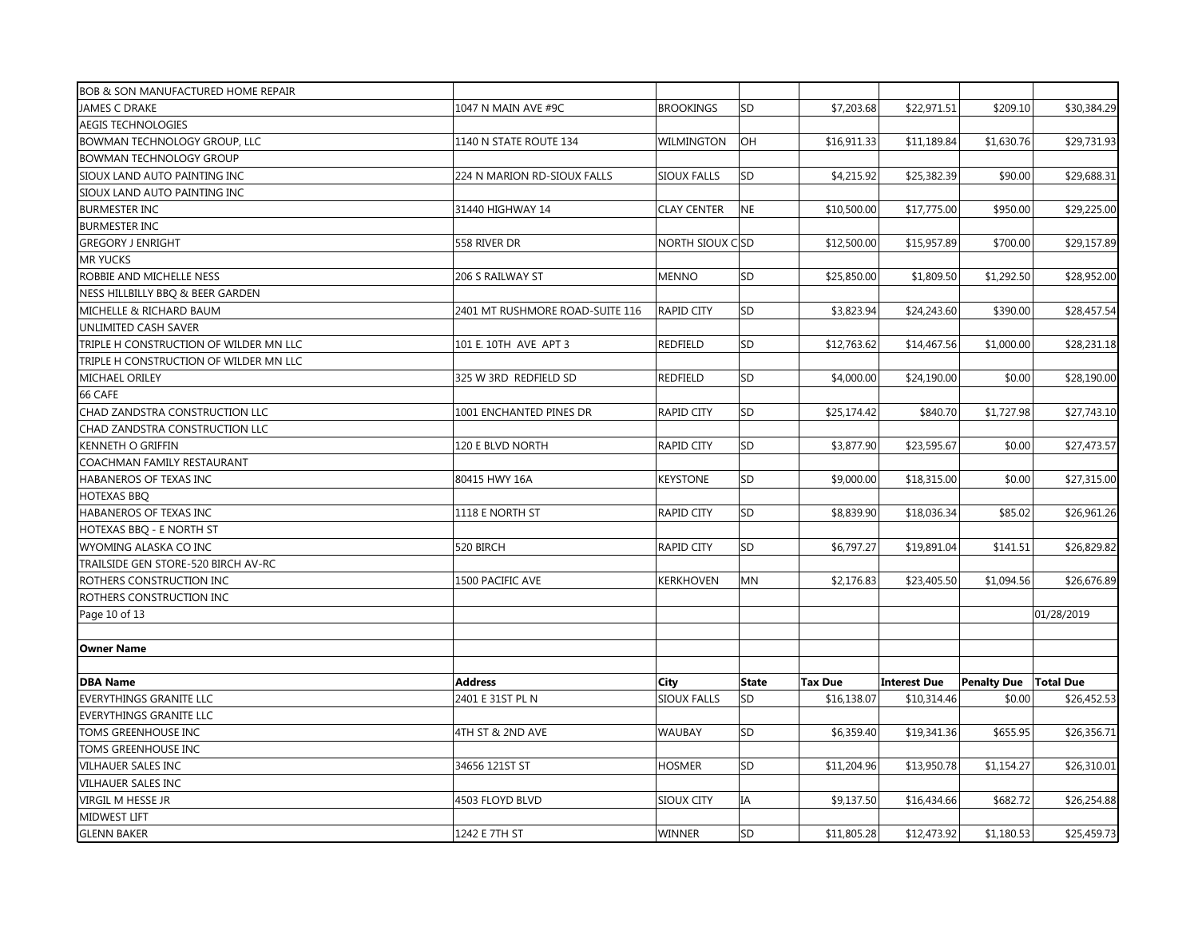| | | | | | | | |
|---|---|---|---|---|---|---|---|
| BOB & SON MANUFACTURED HOME REPAIR | | | | | | | |
| JAMES C DRAKE | 1047 N MAIN AVE #9C | BROOKINGS | SD | $7,203.68 | $22,971.51 | $209.10 | $30,384.29 |
| AEGIS TECHNOLOGIES | | | | | | | |
| BOWMAN TECHNOLOGY GROUP, LLC | 1140 N STATE ROUTE 134 | WILMINGTON | OH | $16,911.33 | $11,189.84 | $1,630.76 | $29,731.93 |
| BOWMAN TECHNOLOGY GROUP | | | | | | | |
| SIOUX LAND AUTO PAINTING INC | 224 N MARION RD-SIOUX FALLS | SIOUX FALLS | SD | $4,215.92 | $25,382.39 | $90.00 | $29,688.31 |
| SIOUX LAND AUTO PAINTING INC | | | | | | | |
| BURMESTER INC | 31440 HIGHWAY 14 | CLAY CENTER | NE | $10,500.00 | $17,775.00 | $950.00 | $29,225.00 |
| BURMESTER INC | | | | | | | |
| GREGORY J ENRIGHT | 558 RIVER DR | NORTH SIOUX C | SD | $12,500.00 | $15,957.89 | $700.00 | $29,157.89 |
| MR YUCKS | | | | | | | |
| ROBBIE AND MICHELLE NESS | 206 S RAILWAY ST | MENNO | SD | $25,850.00 | $1,809.50 | $1,292.50 | $28,952.00 |
| NESS HILLBILLY BBQ & BEER GARDEN | | | | | | | |
| MICHELLE & RICHARD BAUM | 2401 MT RUSHMORE ROAD-SUITE 116 | RAPID CITY | SD | $3,823.94 | $24,243.60 | $390.00 | $28,457.54 |
| UNLIMITED CASH SAVER | | | | | | | |
| TRIPLE H CONSTRUCTION OF WILDER MN LLC | 101 E. 10TH AVE APT 3 | REDFIELD | SD | $12,763.62 | $14,467.56 | $1,000.00 | $28,231.18 |
| TRIPLE H CONSTRUCTION OF WILDER MN LLC | | | | | | | |
| MICHAEL ORILEY | 325 W 3RD REDFIELD SD | REDFIELD | SD | $4,000.00 | $24,190.00 | $0.00 | $28,190.00 |
| 66 CAFE | | | | | | | |
| CHAD ZANDSTRA CONSTRUCTION LLC | 1001 ENCHANTED PINES DR | RAPID CITY | SD | $25,174.42 | $840.70 | $1,727.98 | $27,743.10 |
| CHAD ZANDSTRA CONSTRUCTION LLC | | | | | | | |
| KENNETH O GRIFFIN | 120 E BLVD NORTH | RAPID CITY | SD | $3,877.90 | $23,595.67 | $0.00 | $27,473.57 |
| COACHMAN FAMILY RESTAURANT | | | | | | | |
| HABANEROS OF TEXAS INC | 80415 HWY 16A | KEYSTONE | SD | $9,000.00 | $18,315.00 | $0.00 | $27,315.00 |
| HOTEXAS BBQ | | | | | | | |
| HABANEROS OF TEXAS INC | 1118 E NORTH ST | RAPID CITY | SD | $8,839.90 | $18,036.34 | $85.02 | $26,961.26 |
| HOTEXAS BBQ - E NORTH ST | | | | | | | |
| WYOMING ALASKA CO INC | 520 BIRCH | RAPID CITY | SD | $6,797.27 | $19,891.04 | $141.51 | $26,829.82 |
| TRAILSIDE GEN STORE-520 BIRCH AV-RC | | | | | | | |
| ROTHERS CONSTRUCTION INC | 1500 PACIFIC AVE | KERKHOVEN | MN | $2,176.83 | $23,405.50 | $1,094.56 | $26,676.89 |
| ROTHERS CONSTRUCTION INC | | | | | | | |

| **Owner Name** | | | | | | | |
|---|---|---|---|---|---|---|---|
| **DBA Name** | **Address** | **City** | **State** | **Tax Due** | **Interest Due** | **Penalty Due** | **Total Due** |
| EVERYTHINGS GRANITE LLC | 2401 E 31ST PL N | SIOUX FALLS | SD | $16,138.07 | $10,314.46 | $0.00 | $26,452.53 |
| EVERYTHINGS GRANITE LLC | | | | | | | |
| TOMS GREENHOUSE INC | 4TH ST & 2ND AVE | WAUBAY | SD | $6,359.40 | $19,341.36 | $655.95 | $26,356.71 |
| TOMS GREENHOUSE INC | | | | | | | |
| VILHAUER SALES INC | 34656 121ST ST | HOSMER | SD | $11,204.96 | $13,950.78 | $1,154.27 | $26,310.01 |
| VILHAUER SALES INC | | | | | | | |
| VIRGIL M HESSE JR | 4503 FLOYD BLVD | SIOUX CITY | IA | $9,137.50 | $16,434.66 | $682.72 | $26,254.88 |
| MIDWEST LIFT | | | | | | | |
| GLENN BAKER | 1242 E 7TH ST | WINNER | SD | $11,805.28 | $12,473.92 | $1,180.53 | $25,459.73 |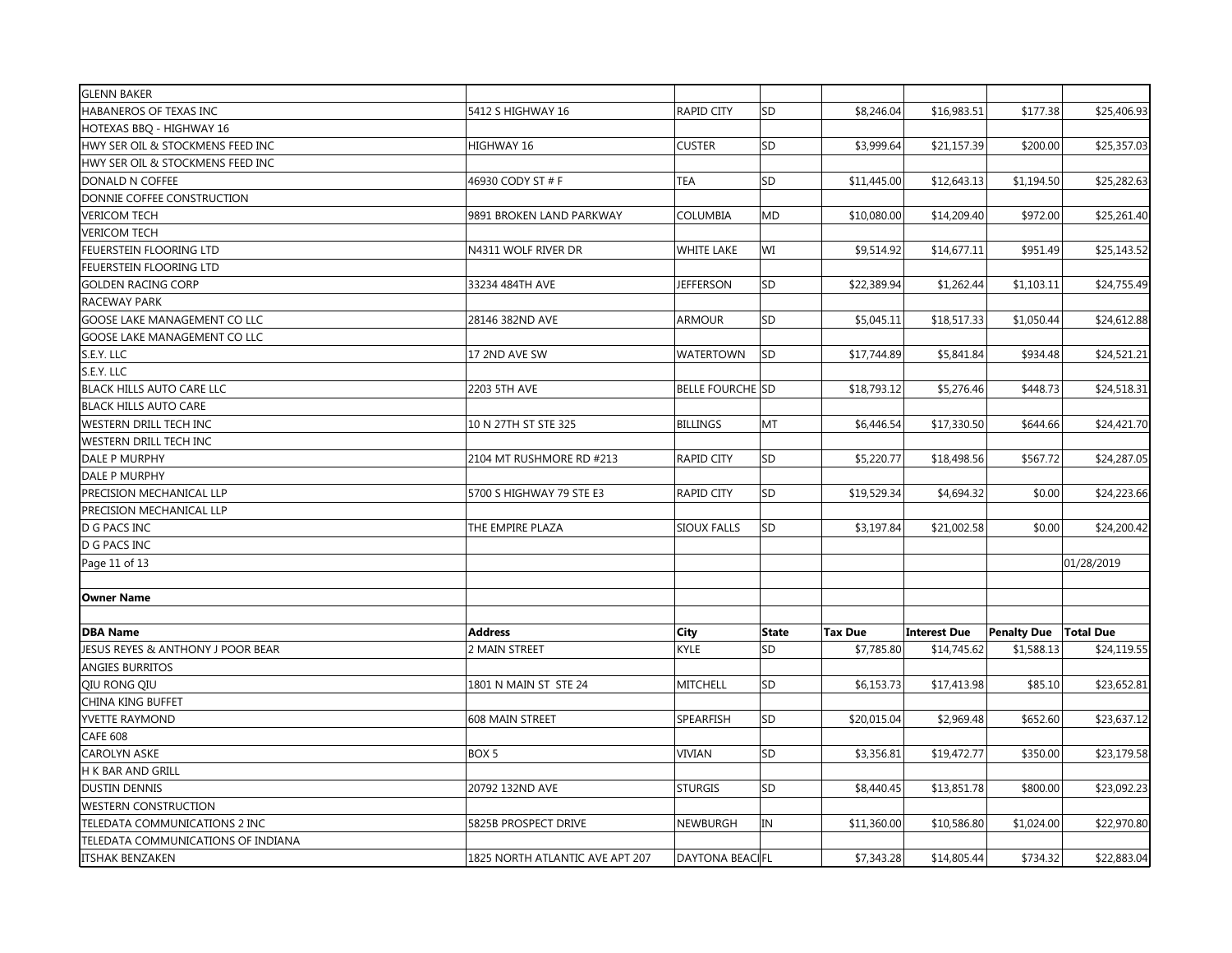| | | | | | | | |
|---|---|---|---|---|---|---|---|
| GLENN BAKER | | | | | | | |
| HABANEROS OF TEXAS INC | 5412 S HIGHWAY 16 | RAPID CITY | SD | $8,246.04 | $16,983.51 | $177.38 | $25,406.93 |
| HOTEXAS BBQ - HIGHWAY 16 | | | | | | | |
| HWY SER OIL & STOCKMENS FEED INC | HIGHWAY 16 | CUSTER | SD | $3,999.64 | $21,157.39 | $200.00 | $25,357.03 |
| HWY SER OIL & STOCKMENS FEED INC | | | | | | | |
| DONALD N COFFEE | 46930 CODY ST # F | TEA | SD | $11,445.00 | $12,643.13 | $1,194.50 | $25,282.63 |
| DONNIE COFFEE CONSTRUCTION | | | | | | | |
| VERICOM TECH | 9891 BROKEN LAND PARKWAY | COLUMBIA | MD | $10,080.00 | $14,209.40 | $972.00 | $25,261.40 |
| VERICOM TECH | | | | | | | |
| FEUERSTEIN FLOORING LTD | N4311 WOLF RIVER DR | WHITE LAKE | WI | $9,514.92 | $14,677.11 | $951.49 | $25,143.52 |
| FEUERSTEIN FLOORING LTD | | | | | | | |
| GOLDEN RACING CORP | 33234 484TH AVE | JEFFERSON | SD | $22,389.94 | $1,262.44 | $1,103.11 | $24,755.49 |
| RACEWAY PARK | | | | | | | |
| GOOSE LAKE MANAGEMENT CO LLC | 28146 382ND AVE | ARMOUR | SD | $5,045.11 | $18,517.33 | $1,050.44 | $24,612.88 |
| GOOSE LAKE MANAGEMENT CO LLC | | | | | | | |
| S.E.Y. LLC | 17 2ND AVE SW | WATERTOWN | SD | $17,744.89 | $5,841.84 | $934.48 | $24,521.21 |
| S.E.Y. LLC | | | | | | | |
| BLACK HILLS AUTO CARE LLC | 2203 5TH AVE | BELLE FOURCHE | SD | $18,793.12 | $5,276.46 | $448.73 | $24,518.31 |
| BLACK HILLS AUTO CARE | | | | | | | |
| WESTERN DRILL TECH INC | 10 N 27TH ST STE 325 | BILLINGS | MT | $6,446.54 | $17,330.50 | $644.66 | $24,421.70 |
| WESTERN DRILL TECH INC | | | | | | | |
| DALE P MURPHY | 2104 MT RUSHMORE RD #213 | RAPID CITY | SD | $5,220.77 | $18,498.56 | $567.72 | $24,287.05 |
| DALE P MURPHY | | | | | | | |
| PRECISION MECHANICAL LLP | 5700 S HIGHWAY 79 STE E3 | RAPID CITY | SD | $19,529.34 | $4,694.32 | $0.00 | $24,223.66 |
| PRECISION MECHANICAL LLP | | | | | | | |
| D G PACS INC | THE EMPIRE PLAZA | SIOUX FALLS | SD | $3,197.84 | $21,002.58 | $0.00 | $24,200.42 |
| D G PACS INC | | | | | | | |

| **Owner Name** | | | | | | | |
|---|---|---|---|---|---|---|---|
| **DBA Name** | **Address** | **City** | **State** | **Tax Due** | **Interest Due** | **Penalty Due** | **Total Due** |
| JESUS REYES & ANTHONY J POOR BEAR | 2 MAIN STREET | KYLE | SD | $7,785.80 | $14,745.62 | $1,588.13 | $24,119.55 |
| ANGIES BURRITOS | | | | | | | |
| QIU RONG QIU | 1801 N MAIN ST STE 24 | MITCHELL | SD | $6,153.73 | $17,413.98 | $85.10 | $23,652.81 |
| CHINA KING BUFFET | | | | | | | |
| YVETTE RAYMOND | 608 MAIN STREET | SPEARFISH | SD | $20,015.04 | $2,969.48 | $652.60 | $23,637.12 |
| CAFE 608 | | | | | | | |
| CAROLYN ASKE | BOX 5 | VIVIAN | SD | $3,356.81 | $19,472.77 | $350.00 | $23,179.58 |
| H K BAR AND GRILL | | | | | | | |
| DUSTIN DENNIS | 20792 132ND AVE | STURGIS | SD | $8,440.45 | $13,851.78 | $800.00 | $23,092.23 |
| WESTERN CONSTRUCTION | | | | | | | |
| TELEDATA COMMUNICATIONS 2 INC | 5825B PROSPECT DRIVE | NEWBURGH | IN | $11,360.00 | $10,586.80 | $1,024.00 | $22,970.80 |
| TELEDATA COMMUNICATIONS OF INDIANA | | | | | | | |
| ITSHAK BENZAKEN | 1825 NORTH ATLANTIC AVE APT 207 | DAYTONA BEACH | FL | $7,343.28 | $14,805.44 | $734.32 | $22,883.04 |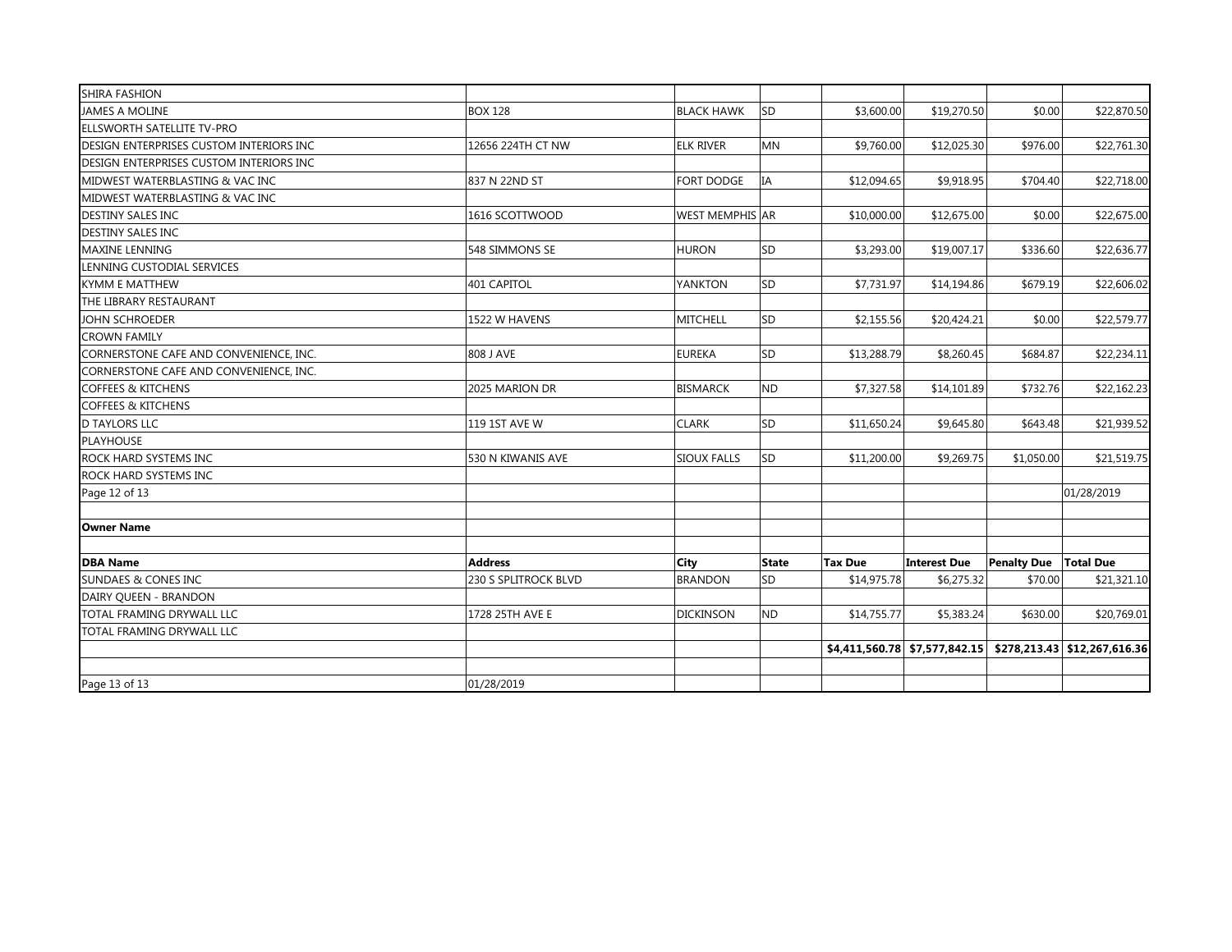| | | | | | | | |
|---|---|---|---|---|---|---|---|
| SHIRA FASHION | | | | | | | |
| JAMES A MOLINE | BOX 128 | BLACK HAWK | SD | $3,600.00 | $19,270.50 | $0.00 | $22,870.50 |
| ELLSWORTH SATELLITE TV-PRO | | | | | | | |
| DESIGN ENTERPRISES CUSTOM INTERIORS INC | 12656 224TH CT NW | ELK RIVER | MN | $9,760.00 | $12,025.30 | $976.00 | $22,761.30 |
| DESIGN ENTERPRISES CUSTOM INTERIORS INC | | | | | | | |
| MIDWEST WATERBLASTING & VAC INC | 837 N 22ND ST | FORT DODGE | IA | $12,094.65 | $9,918.95 | $704.40 | $22,718.00 |
| MIDWEST WATERBLASTING & VAC INC | | | | | | | |
| DESTINY SALES INC | 1616 SCOTTWOOD | WEST MEMPHIS | AR | $10,000.00 | $12,675.00 | $0.00 | $22,675.00 |
| DESTINY SALES INC | | | | | | | |
| MAXINE LENNING | 548 SIMMONS SE | HURON | SD | $3,293.00 | $19,007.17 | $336.60 | $22,636.77 |
| LENNING CUSTODIAL SERVICES | | | | | | | |
| KYMM E MATTHEW | 401 CAPITOL | YANKTON | SD | $7,731.97 | $14,194.86 | $679.19 | $22,606.02 |
| THE LIBRARY RESTAURANT | | | | | | | |
| JOHN SCHROEDER | 1522 W HAVENS | MITCHELL | SD | $2,155.56 | $20,424.21 | $0.00 | $22,579.77 |
| CROWN FAMILY | | | | | | | |
| CORNERSTONE CAFE AND CONVENIENCE, INC. | 808 J AVE | EUREKA | SD | $13,288.79 | $8,260.45 | $684.87 | $22,234.11 |
| CORNERSTONE CAFE AND CONVENIENCE, INC. | | | | | | | |
| COFFEES & KITCHENS | 2025 MARION DR | BISMARCK | ND | $7,327.58 | $14,101.89 | $732.76 | $22,162.23 |
| COFFEES & KITCHENS | | | | | | | |
| D TAYLORS LLC | 119 1ST AVE W | CLARK | SD | $11,650.24 | $9,645.80 | $643.48 | $21,939.52 |
| PLAYHOUSE | | | | | | | |
| ROCK HARD SYSTEMS INC | 530 N KIWANIS AVE | SIOUX FALLS | SD | $11,200.00 | $9,269.75 | $1,050.00 | $21,519.75 |
| ROCK HARD SYSTEMS INC | | | | | | | |
| **Owner Name** | | | | | | | |
| **DBA Name** | **Address** | **City** | **State** | **Tax Due** | **Interest Due** | **Penalty Due** | **Total Due** |
| SUNDAES & CONES INC | 230 S SPLITROCK BLVD | BRANDON | SD | $14,975.78 | $6,275.32 | $70.00 | $21,321.10 |
| DAIRY QUEEN - BRANDON | | | | | | | |
| TOTAL FRAMING DRYWALL LLC | 1728 25TH AVE E | DICKINSON | ND | $14,755.77 | $5,383.24 | $630.00 | $20,769.01 |
| TOTAL FRAMING DRYWALL LLC | | | | | | | |
| | | | | **$4,411,560.78** | **$7,577,842.15** | **$278,213.43** | **$12,267,616.36** |

01/28/2019